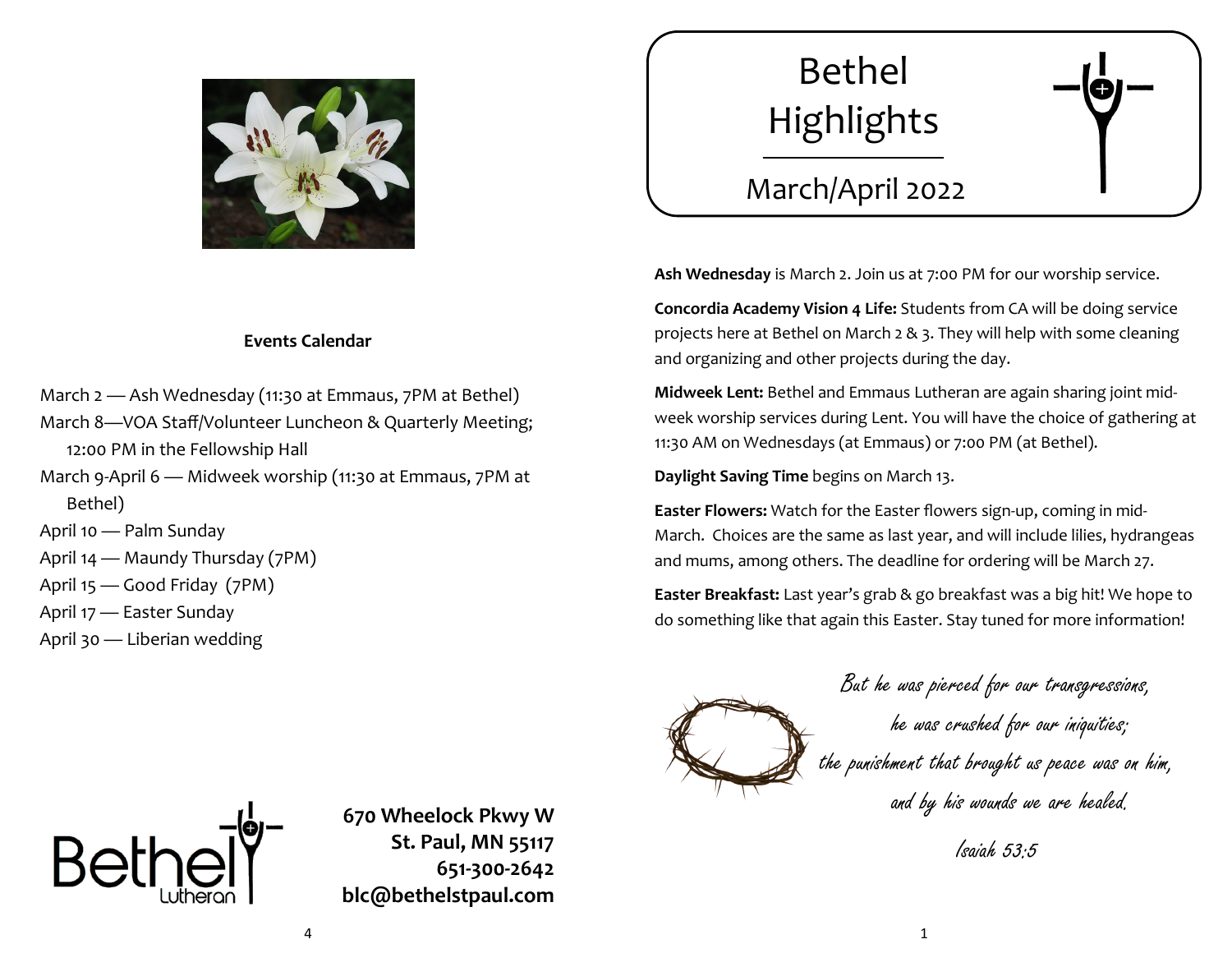## Events Calendar

March 2 — Ash Wednesday (11:30 at Emmaus, 7PM at Bethel)
March 8—VOA Staff/Volunteer Luncheon & Quarterly Meeting; 12:00 PM in the Fellowship Hall
March 9-April 6 — Midweek worship (11:30 at Emmaus, 7PM at Bethel)
April 10 — Palm Sunday
April 14 — Maundy Thursday (7PM)
April 15 — Good Friday (7PM)
April 17 — Easter Sunday
April 30 — Liberian wedding

**670 Wheelock Pkwy W**
**St. Paul, MN 55117**
**651-300-2642**
**blc@bethelstpaul.com**

# Bethel Highlights

## March/April 2022

**Ash Wednesday** is March 2. Join us at 7:00 PM for our worship service.

**Concordia Academy Vision 4 Life:** Students from CA will be doing service projects here at Bethel on March 2 & 3. They will help with some cleaning and organizing and other projects during the day.

**Midweek Lent:** Bethel and Emmaus Lutheran are again sharing joint mid-week worship services during Lent. You will have the choice of gathering at 11:30 AM on Wednesdays (at Emmaus) or 7:00 PM (at Bethel).

**Daylight Saving Time** begins on March 13.

**Easter Flowers:** Watch for the Easter flowers sign-up, coming in mid-March. Choices are the same as last year, and will include lilies, hydrangeas and mums, among others. The deadline for ordering will be March 27.

**Easter Breakfast:** Last year's grab & go breakfast was a big hit! We hope to do something like that again this Easter. Stay tuned for more information!

*But he was pierced for our transgressions,*
*he was crushed for our iniquities;*
*the punishment that brought us peace was on him,*
*and by his wounds we are healed.*

*Isaiah 53:5*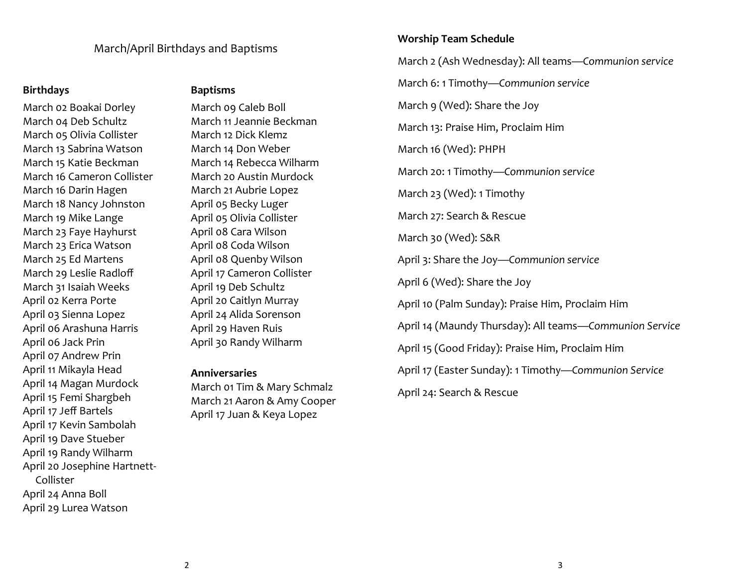## March/April Birthdays and Baptisms

**Birthdays**

March 02 Boakai Dorley
March 04 Deb Schultz
March 05 Olivia Collister
March 13 Sabrina Watson
March 15 Katie Beckman
March 16 Cameron Collister
March 16 Darin Hagen
March 18 Nancy Johnston
March 19 Mike Lange
March 23 Faye Hayhurst
March 23 Erica Watson
March 25 Ed Martens
March 29 Leslie Radloff
March 31 Isaiah Weeks
April 02 Kerra Porte
April 03 Sienna Lopez
April 06 Arashuna Harris
April 06 Jack Prin
April 07 Andrew Prin
April 11 Mikayla Head
April 14 Magan Murdock
April 15 Femi Shargbeh
April 17 Jeff Bartels
April 17 Kevin Sambolah
April 19 Dave Stueber
April 19 Randy Wilharm
April 20 Josephine Hartnett-Collister
April 24 Anna Boll
April 29 Lurea Watson

**Baptisms**

March 09 Caleb Boll
March 11 Jeannie Beckman
March 12 Dick Klemz
March 14 Don Weber
March 14 Rebecca Wilharm
March 20 Austin Murdock
March 21 Aubrie Lopez
April 05 Becky Luger
April 05 Olivia Collister
April 08 Cara Wilson
April 08 Coda Wilson
April 08 Quenby Wilson
April 17 Cameron Collister
April 19 Deb Schultz
April 20 Caitlyn Murray
April 24 Alida Sorenson
April 29 Haven Ruis
April 30 Randy Wilharm

**Anniversaries**

March 01 Tim & Mary Schmalz
March 21 Aaron & Amy Cooper
April 17 Juan & Keya Lopez

**Worship Team Schedule**

March 2 (Ash Wednesday): All teams—*Communion service*

March 6: 1 Timothy—*Communion service*

March 9 (Wed): Share the Joy

March 13: Praise Him, Proclaim Him

March 16 (Wed): PHPH

March 20: 1 Timothy—*Communion service*

March 23 (Wed): 1 Timothy

March 27: Search & Rescue

March 30 (Wed): S&R

April 3: Share the Joy—*Communion service*

April 6 (Wed): Share the Joy

April 10 (Palm Sunday): Praise Him, Proclaim Him

April 14 (Maundy Thursday): All teams—*Communion Service*

April 15 (Good Friday): Praise Him, Proclaim Him

April 17 (Easter Sunday): 1 Timothy—*Communion Service*

April 24: Search & Rescue